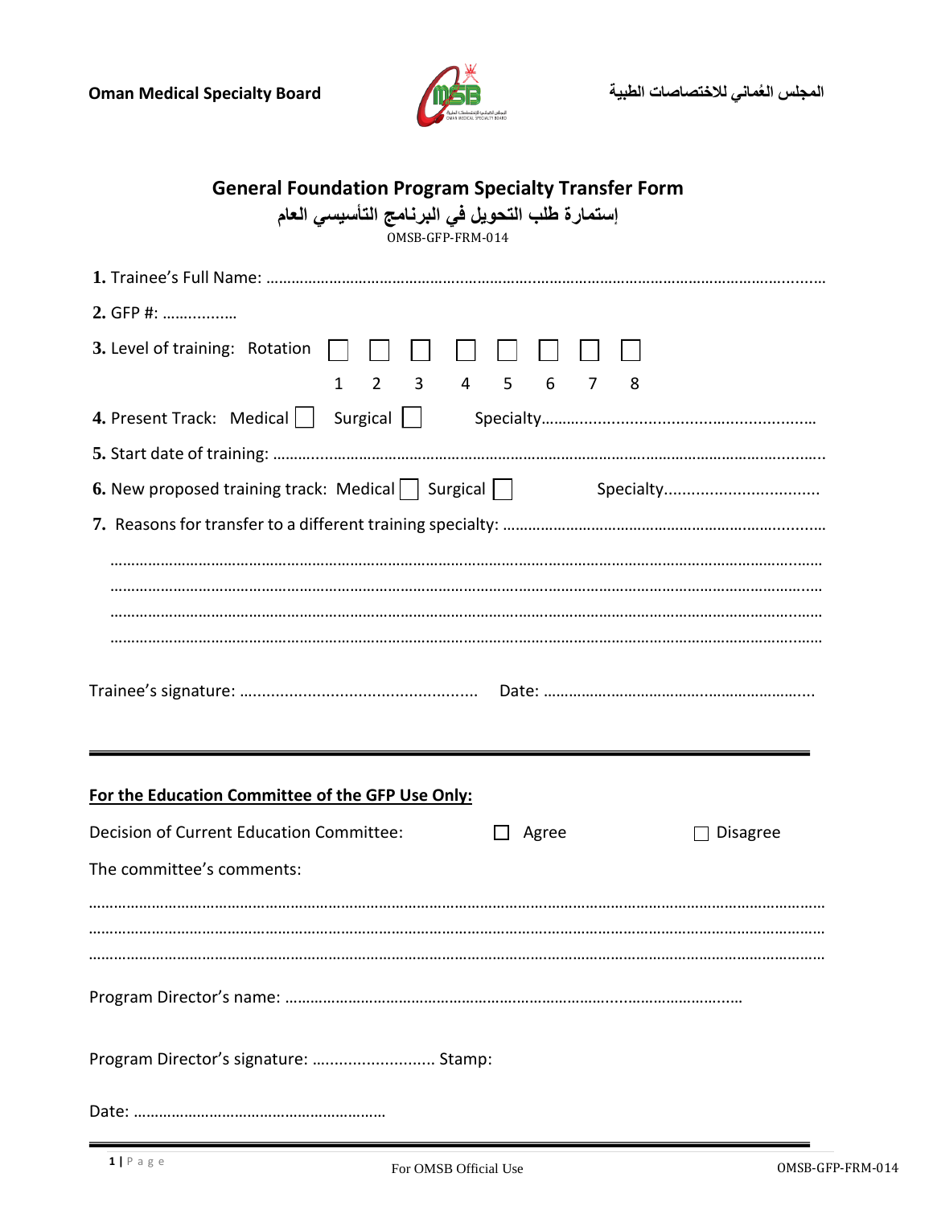Oman Medical Specialty Board                                                                 المجلس العُماني للاختصاصات الطبية

# General Foundation Program Specialty Transfer Form

## إستمارة طلب التحويل في البرنامج التأسيسي العام

OMSB-GFP-FRM-014

**1.** Trainee's Full Name: ……………………………………………………………………………………………………………………

**2.** GFP #: ……………

**3.** Level of training: Rotation ☐ 1 ☐ 2 ☐ 3 ☐ 4 ☐ 5 ☐ 6 ☐ 7 ☐ 8

**4.** Present Track: Medical ☐ Surgical ☐ Specialty………………………………………………………

**5.** Start date of training: ………………………………………………………………………………………………………………

**6.** New proposed training track: Medical ☐ Surgical ☐ Specialty……………………………

**7.** Reasons for transfer to a different training specialty: ……………………………………………………………………

……………………………………………………………………………………………………………………………………………

……………………………………………………………………………………………………………………………………………

……………………………………………………………………………………………………………………………………………

……………………………………………………………………………………………………………………………………………

Trainee's signature: …………………………………………… Date: ………………………………………………………

---

**<u>For the Education Committee of the GFP Use Only:</u>**

Decision of Current Education Committee: ☐ Agree ☐ Disagree

The committee's comments:

……………………………………………………………………………………………………………………………………………

……………………………………………………………………………………………………………………………………………

……………………………………………………………………………………………………………………………………………

Program Director's name: ……………………………………………………………………………………………

Program Director's signature: ……………………… Stamp:

Date: ……………………………………………………

For OMSB Official Use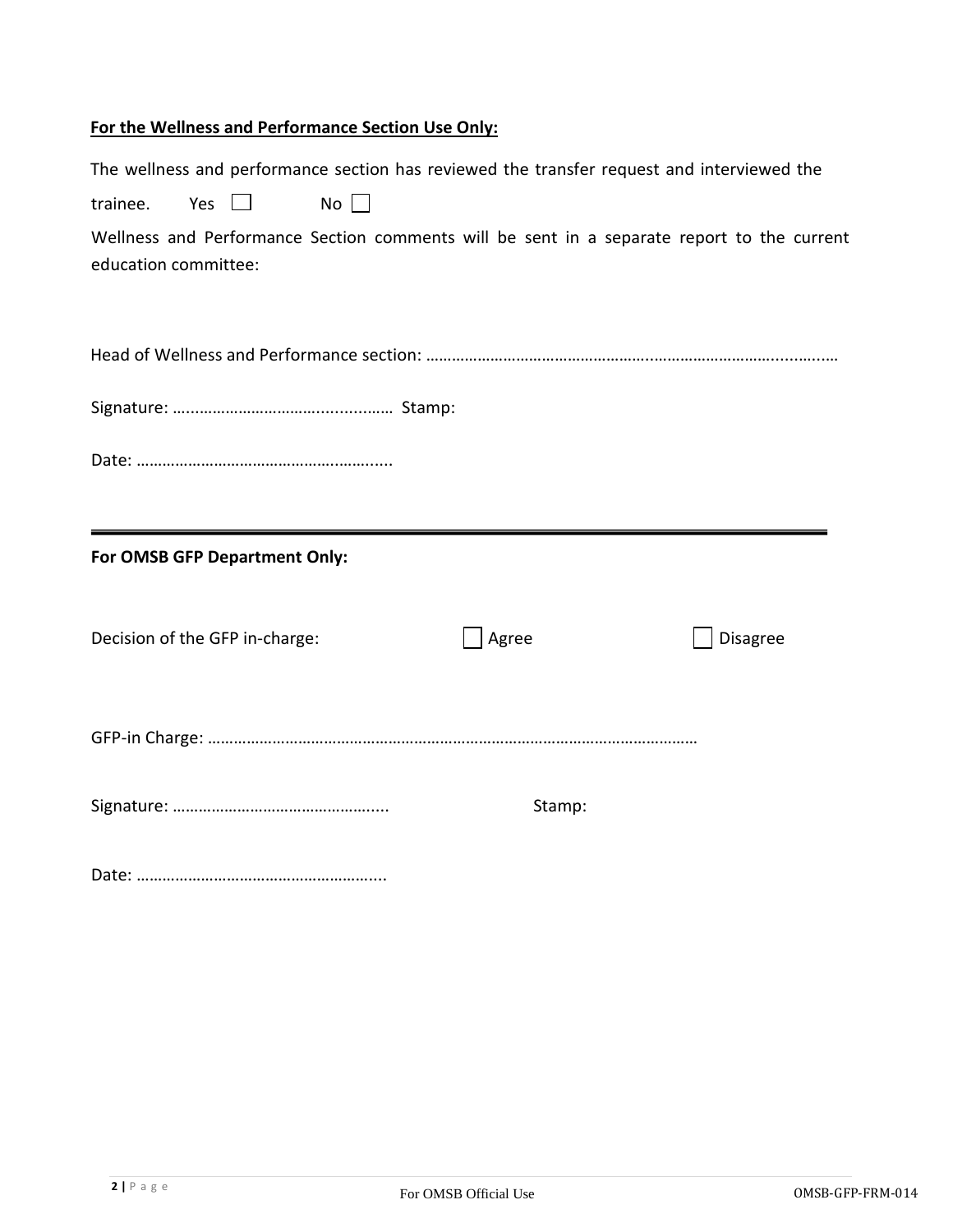**<u>For the Wellness and Performance Section Use Only:</u>**

The wellness and performance section has reviewed the transfer request and interviewed the trainee. Yes ☐ No ☐

Wellness and Performance Section comments will be sent in a separate report to the current education committee:

Head of Wellness and Performance section: ……………………………………………..…………………………..………..

Signature: …..……………………………..........…… Stamp:

Date: ………………………………………………......

---

**For OMSB GFP Department Only:**

Decision of the GFP in-charge: ☐ Agree ☐ Disagree

GFP-in Charge: ……………………………………………………………………………………………………

Signature: ………………………………………….... Stamp:

Date: ………………………………………………....